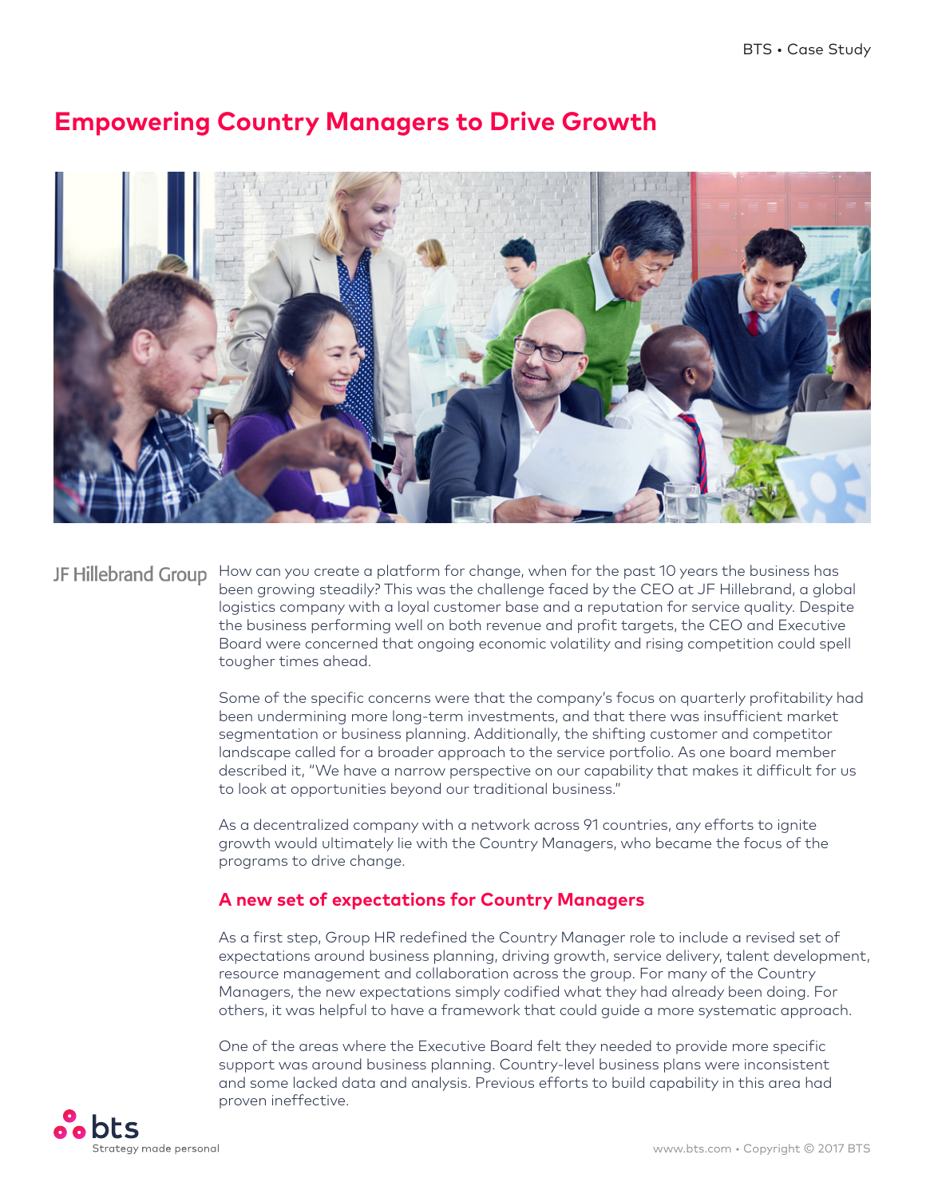# Empowering Country Managers to Drive Growth

JF Hillebrand Group

How can you create a platform for change, when for the past 10 years the business has been growing steadily? This was the challenge faced by the CEO at JF Hillebrand, a global logistics company with a loyal customer base and a reputation for service quality. Despite the business performing well on both revenue and profit targets, the CEO and Executive Board were concerned that ongoing economic volatility and rising competition could spell tougher times ahead.

Some of the specific concerns were that the company's focus on quarterly profitability had been undermining more long-term investments, and that there was insufficient market segmentation or business planning. Additionally, the shifting customer and competitor landscape called for a broader approach to the service portfolio. As one board member described it, "We have a narrow perspective on our capability that makes it difficult for us to look at opportunities beyond our traditional business."

As a decentralized company with a network across 91 countries, any efforts to ignite growth would ultimately lie with the Country Managers, who became the focus of the programs to drive change.

## A new set of expectations for Country Managers

As a first step, Group HR redefined the Country Manager role to include a revised set of expectations around business planning, driving growth, service delivery, talent development, resource management and collaboration across the group. For many of the Country Managers, the new expectations simply codified what they had already been doing. For others, it was helpful to have a framework that could guide a more systematic approach.

One of the areas where the Executive Board felt they needed to provide more specific support was around business planning. Country-level business plans were inconsistent and some lacked data and analysis. Previous efforts to build capability in this area had proven ineffective.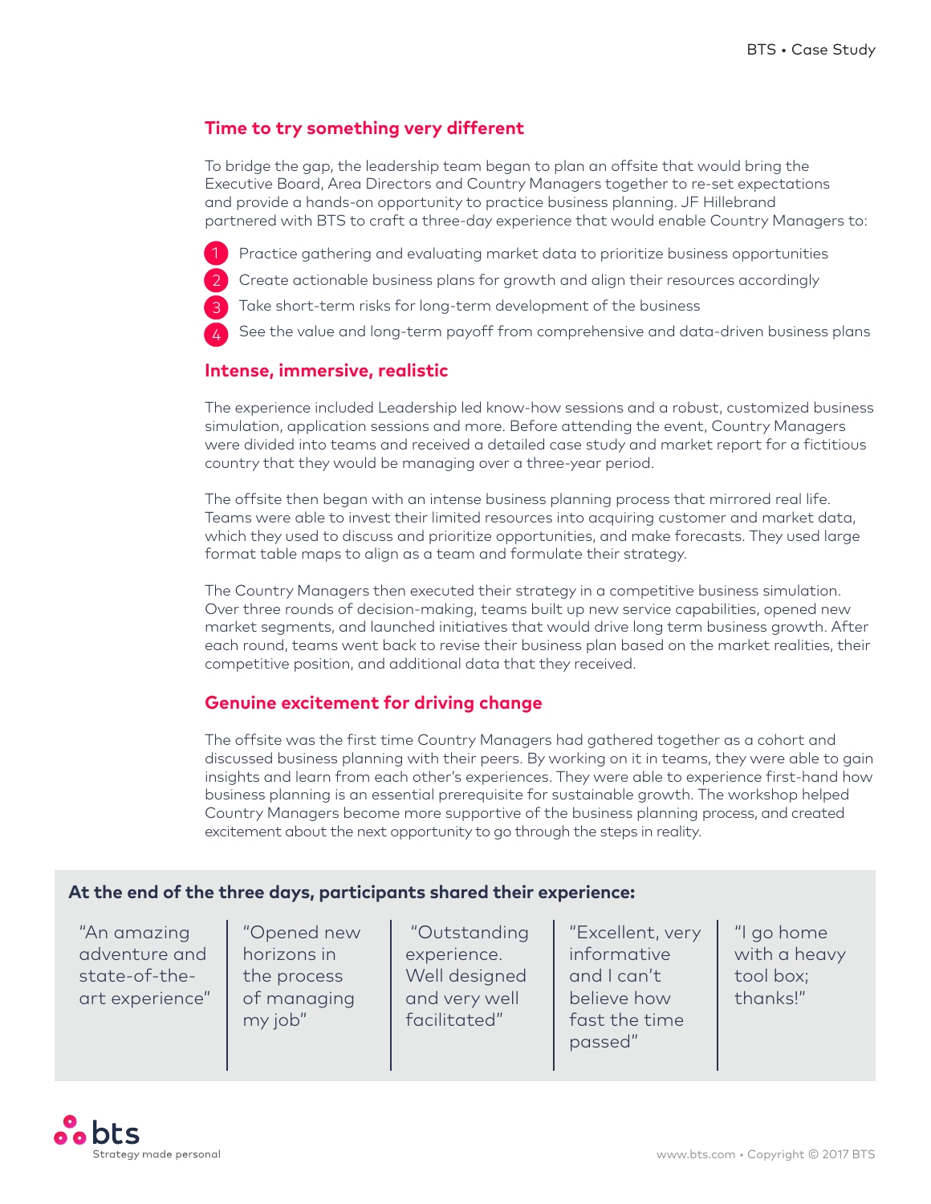## Time to try something very different

To bridge the gap, the leadership team began to plan an offsite that would bring the Executive Board, Area Directors and Country Managers together to re-set expectations and provide a hands-on opportunity to practice business planning. JF Hillebrand partnered with BTS to craft a three-day experience that would enable Country Managers to:

1. Practice gathering and evaluating market data to prioritize business opportunities
2. Create actionable business plans for growth and align their resources accordingly
3. Take short-term risks for long-term development of the business
4. See the value and long-term payoff from comprehensive and data-driven business plans

## Intense, immersive, realistic

The experience included Leadership led know-how sessions and a robust, customized business simulation, application sessions and more. Before attending the event, Country Managers were divided into teams and received a detailed case study and market report for a fictitious country that they would be managing over a three-year period.

The offsite then began with an intense business planning process that mirrored real life. Teams were able to invest their limited resources into acquiring customer and market data, which they used to discuss and prioritize opportunities, and make forecasts. They used large format table maps to align as a team and formulate their strategy.

The Country Managers then executed their strategy in a competitive business simulation. Over three rounds of decision-making, teams built up new service capabilities, opened new market segments, and launched initiatives that would drive long term business growth. After each round, teams went back to revise their business plan based on the market realities, their competitive position, and additional data that they received.

## Genuine excitement for driving change

The offsite was the first time Country Managers had gathered together as a cohort and discussed business planning with their peers. By working on it in teams, they were able to gain insights and learn from each other's experiences. They were able to experience first-hand how business planning is an essential prerequisite for sustainable growth. The workshop helped Country Managers become more supportive of the business planning process, and created excitement about the next opportunity to go through the steps in reality.

**At the end of the three days, participants shared their experience:**

"An amazing adventure and state-of-the-art experience"

"Opened new horizons in the process of managing my job"

"Outstanding experience. Well designed and very well facilitated"

"Excellent, very informative and I can't believe how fast the time passed"

"I go home with a heavy tool box; thanks!"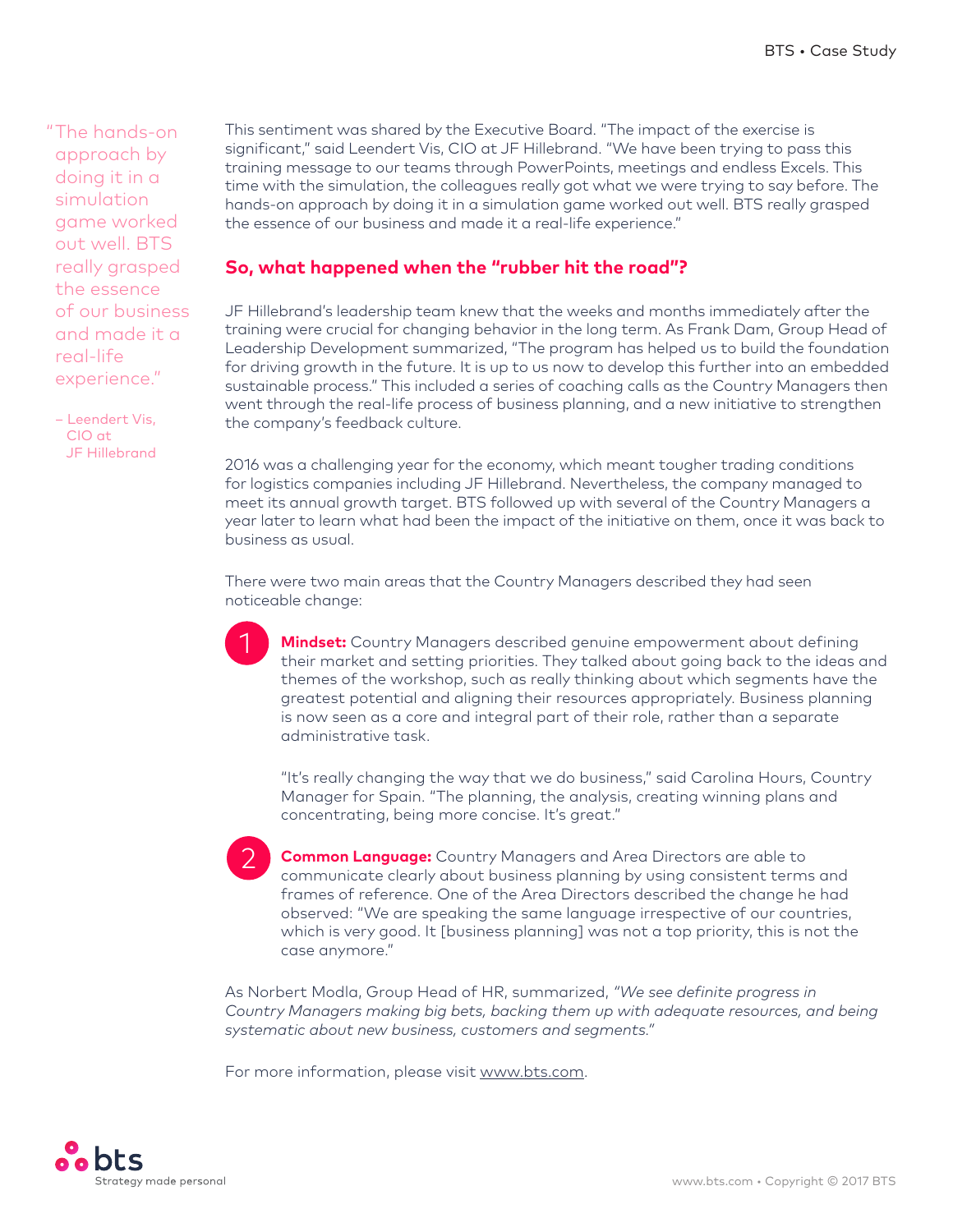> "The hands-on approach by doing it in a simulation game worked out well. BTS really grasped the essence of our business and made it a real-life experience."
>
> – Leendert Vis, CIO at JF Hillebrand

This sentiment was shared by the Executive Board. "The impact of the exercise is significant," said Leendert Vis, CIO at JF Hillebrand. "We have been trying to pass this training message to our teams through PowerPoints, meetings and endless Excels. This time with the simulation, the colleagues really got what we were trying to say before. The hands-on approach by doing it in a simulation game worked out well. BTS really grasped the essence of our business and made it a real-life experience."

## So, what happened when the "rubber hit the road"?

JF Hillebrand's leadership team knew that the weeks and months immediately after the training were crucial for changing behavior in the long term. As Frank Dam, Group Head of Leadership Development summarized, "The program has helped us to build the foundation for driving growth in the future. It is up to us now to develop this further into an embedded sustainable process." This included a series of coaching calls as the Country Managers then went through the real-life process of business planning, and a new initiative to strengthen the company's feedback culture.

2016 was a challenging year for the economy, which meant tougher trading conditions for logistics companies including JF Hillebrand. Nevertheless, the company managed to meet its annual growth target. BTS followed up with several of the Country Managers a year later to learn what had been the impact of the initiative on them, once it was back to business as usual.

There were two main areas that the Country Managers described they had seen noticeable change:

1. **Mindset:** Country Managers described genuine empowerment about defining their market and setting priorities. They talked about going back to the ideas and themes of the workshop, such as really thinking about which segments have the greatest potential and aligning their resources appropriately. Business planning is now seen as a core and integral part of their role, rather than a separate administrative task.

   "It's really changing the way that we do business," said Carolina Hours, Country Manager for Spain. "The planning, the analysis, creating winning plans and concentrating, being more concise. It's great."

2. **Common Language:** Country Managers and Area Directors are able to communicate clearly about business planning by using consistent terms and frames of reference. One of the Area Directors described the change he had observed: "We are speaking the same language irrespective of our countries, which is very good. It [business planning] was not a top priority, this is not the case anymore."

As Norbert Modla, Group Head of HR, summarized, *"We see definite progress in Country Managers making big bets, backing them up with adequate resources, and being systematic about new business, customers and segments."*

For more information, please visit www.bts.com.